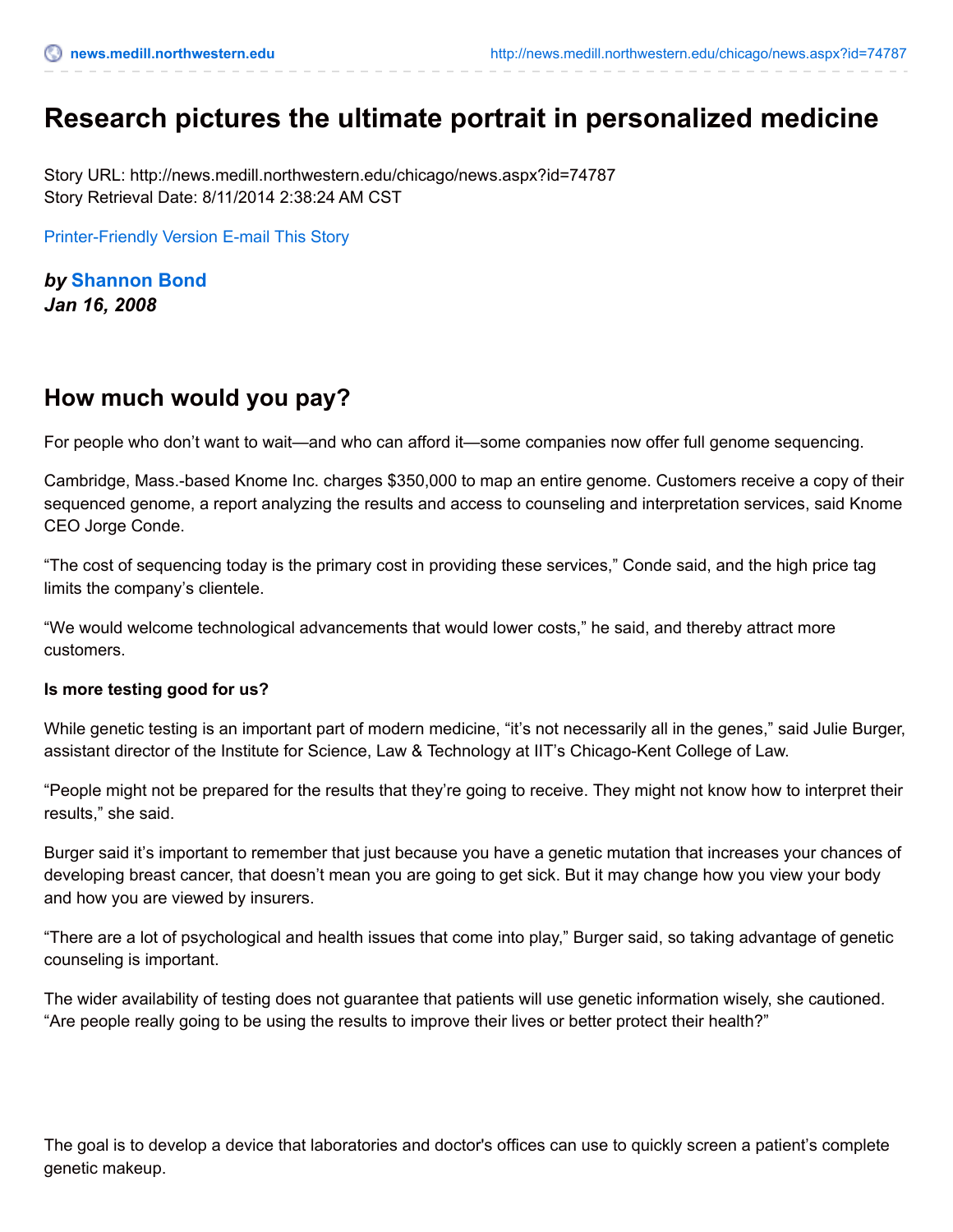# Research pictures the ultimate portrait in personalized medicine

Story URL: http://news.medill.northwestern.edu/chicago/news.aspx?id=74787
Story Retrieval Date: 8/11/2014 2:38:24 AM CST

Printer-Friendly Version E-mail This Story

***by* Shannon Bond**
***Jan 16, 2008***

## How much would you pay?

For people who don't want to wait—and who can afford it—some companies now offer full genome sequencing.

Cambridge, Mass.-based Knome Inc. charges $350,000 to map an entire genome. Customers receive a copy of their sequenced genome, a report analyzing the results and access to counseling and interpretation services, said Knome CEO Jorge Conde.

"The cost of sequencing today is the primary cost in providing these services," Conde said, and the high price tag limits the company's clientele.

"We would welcome technological advancements that would lower costs," he said, and thereby attract more customers.

**Is more testing good for us?**

While genetic testing is an important part of modern medicine, "it's not necessarily all in the genes," said Julie Burger, assistant director of the Institute for Science, Law & Technology at IIT's Chicago-Kent College of Law.

"People might not be prepared for the results that they're going to receive. They might not know how to interpret their results," she said.

Burger said it's important to remember that just because you have a genetic mutation that increases your chances of developing breast cancer, that doesn't mean you are going to get sick. But it may change how you view your body and how you are viewed by insurers.

"There are a lot of psychological and health issues that come into play," Burger said, so taking advantage of genetic counseling is important.

The wider availability of testing does not guarantee that patients will use genetic information wisely, she cautioned. "Are people really going to be using the results to improve their lives or better protect their health?"

The goal is to develop a device that laboratories and doctor's offices can use to quickly screen a patient's complete genetic makeup.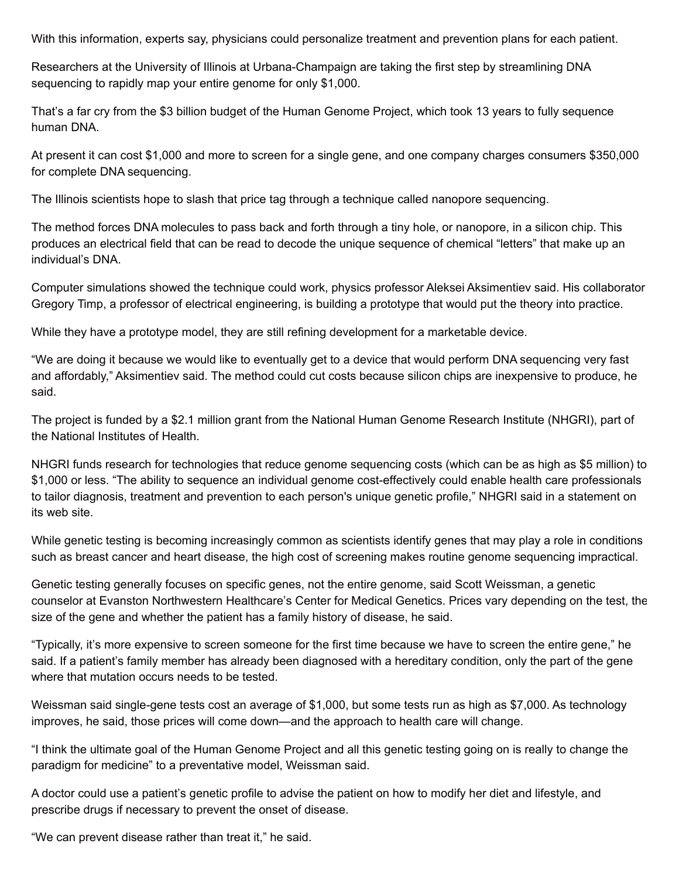With this information, experts say, physicians could personalize treatment and prevention plans for each patient.

Researchers at the University of Illinois at Urbana-Champaign are taking the first step by streamlining DNA sequencing to rapidly map your entire genome for only $1,000.

That's a far cry from the $3 billion budget of the Human Genome Project, which took 13 years to fully sequence human DNA.

At present it can cost $1,000 and more to screen for a single gene, and one company charges consumers $350,000 for complete DNA sequencing.

The Illinois scientists hope to slash that price tag through a technique called nanopore sequencing.

The method forces DNA molecules to pass back and forth through a tiny hole, or nanopore, in a silicon chip. This produces an electrical field that can be read to decode the unique sequence of chemical "letters" that make up an individual's DNA.

Computer simulations showed the technique could work, physics professor Aleksei Aksimentiev said. His collaborator Gregory Timp, a professor of electrical engineering, is building a prototype that would put the theory into practice.

While they have a prototype model, they are still refining development for a marketable device.

"We are doing it because we would like to eventually get to a device that would perform DNA sequencing very fast and affordably," Aksimentiev said. The method could cut costs because silicon chips are inexpensive to produce, he said.

The project is funded by a $2.1 million grant from the National Human Genome Research Institute (NHGRI), part of the National Institutes of Health.

NHGRI funds research for technologies that reduce genome sequencing costs (which can be as high as $5 million) to $1,000 or less. "The ability to sequence an individual genome cost-effectively could enable health care professionals to tailor diagnosis, treatment and prevention to each person's unique genetic profile," NHGRI said in a statement on its web site.

While genetic testing is becoming increasingly common as scientists identify genes that may play a role in conditions such as breast cancer and heart disease, the high cost of screening makes routine genome sequencing impractical.

Genetic testing generally focuses on specific genes, not the entire genome, said Scott Weissman, a genetic counselor at Evanston Northwestern Healthcare's Center for Medical Genetics. Prices vary depending on the test, the size of the gene and whether the patient has a family history of disease, he said.

"Typically, it's more expensive to screen someone for the first time because we have to screen the entire gene," he said. If a patient's family member has already been diagnosed with a hereditary condition, only the part of the gene where that mutation occurs needs to be tested.

Weissman said single-gene tests cost an average of $1,000, but some tests run as high as $7,000. As technology improves, he said, those prices will come down—and the approach to health care will change.

"I think the ultimate goal of the Human Genome Project and all this genetic testing going on is really to change the paradigm for medicine" to a preventative model, Weissman said.

A doctor could use a patient's genetic profile to advise the patient on how to modify her diet and lifestyle, and prescribe drugs if necessary to prevent the onset of disease.

"We can prevent disease rather than treat it," he said.